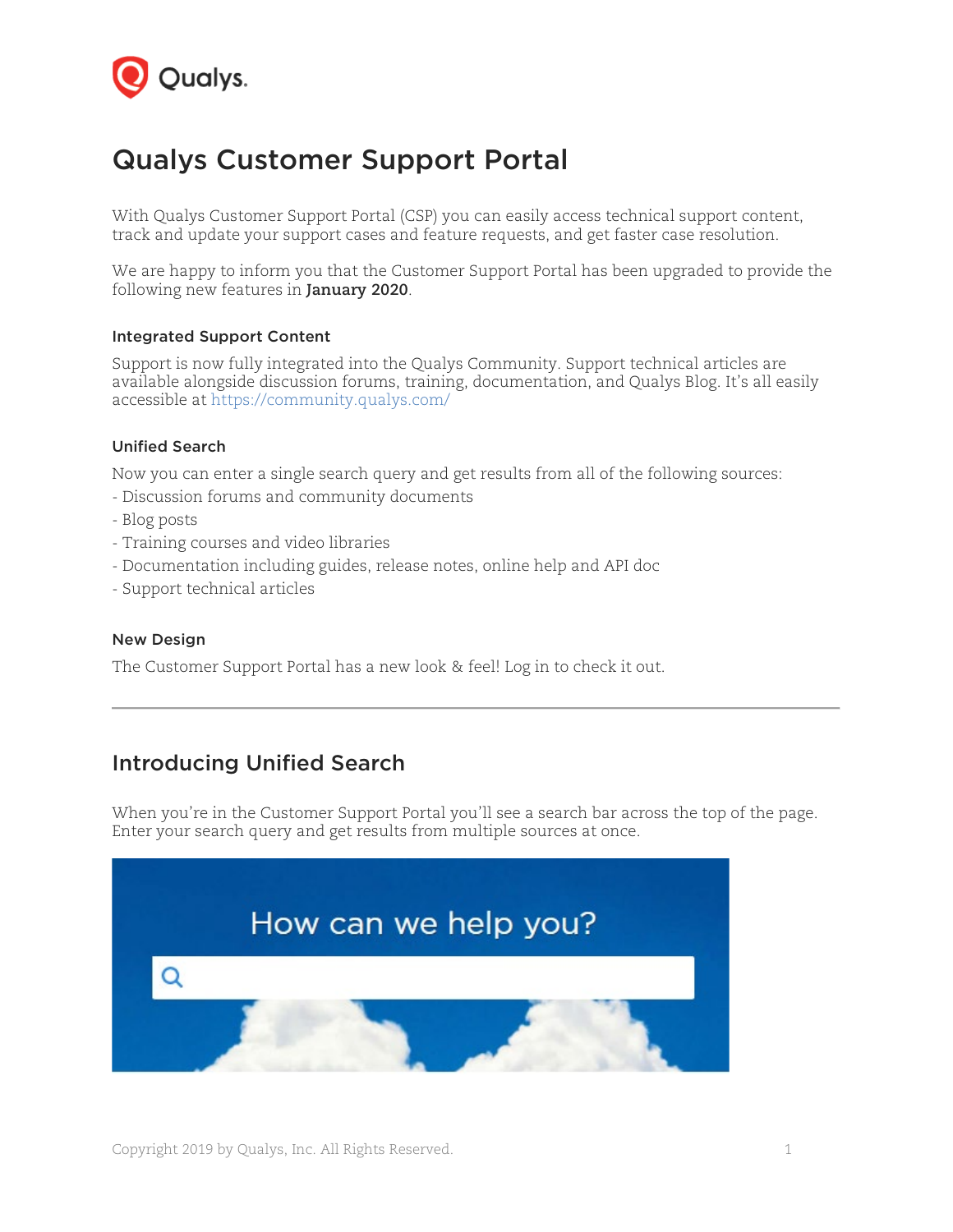# Qualys Customer Support Portal

With Qualys Customer Support Portal (CSP) you can easily access technical support content, track and update your support cases and feature requests, and get faster case resolution.

We are happy to inform you that the Customer Support Portal has been upgraded to provide the following new features in **January 2020**.

### Integrated Support Content

Support is now fully integrated into the Qualys Community. Support technical articles are available alongside discussion forums, training, documentation, and Qualys Blog. It's all easily accessible at https://community.qualys.com/

### Unified Search

Now you can enter a single search query and get results from all of the following sources:
- Discussion forums and community documents
- Blog posts
- Training courses and video libraries
- Documentation including guides, release notes, online help and API doc
- Support technical articles

### New Design

The Customer Support Portal has a new look & feel! Log in to check it out.

---

## Introducing Unified Search

When you're in the Customer Support Portal you'll see a search bar across the top of the page. Enter your search query and get results from multiple sources at once.

How can we help you?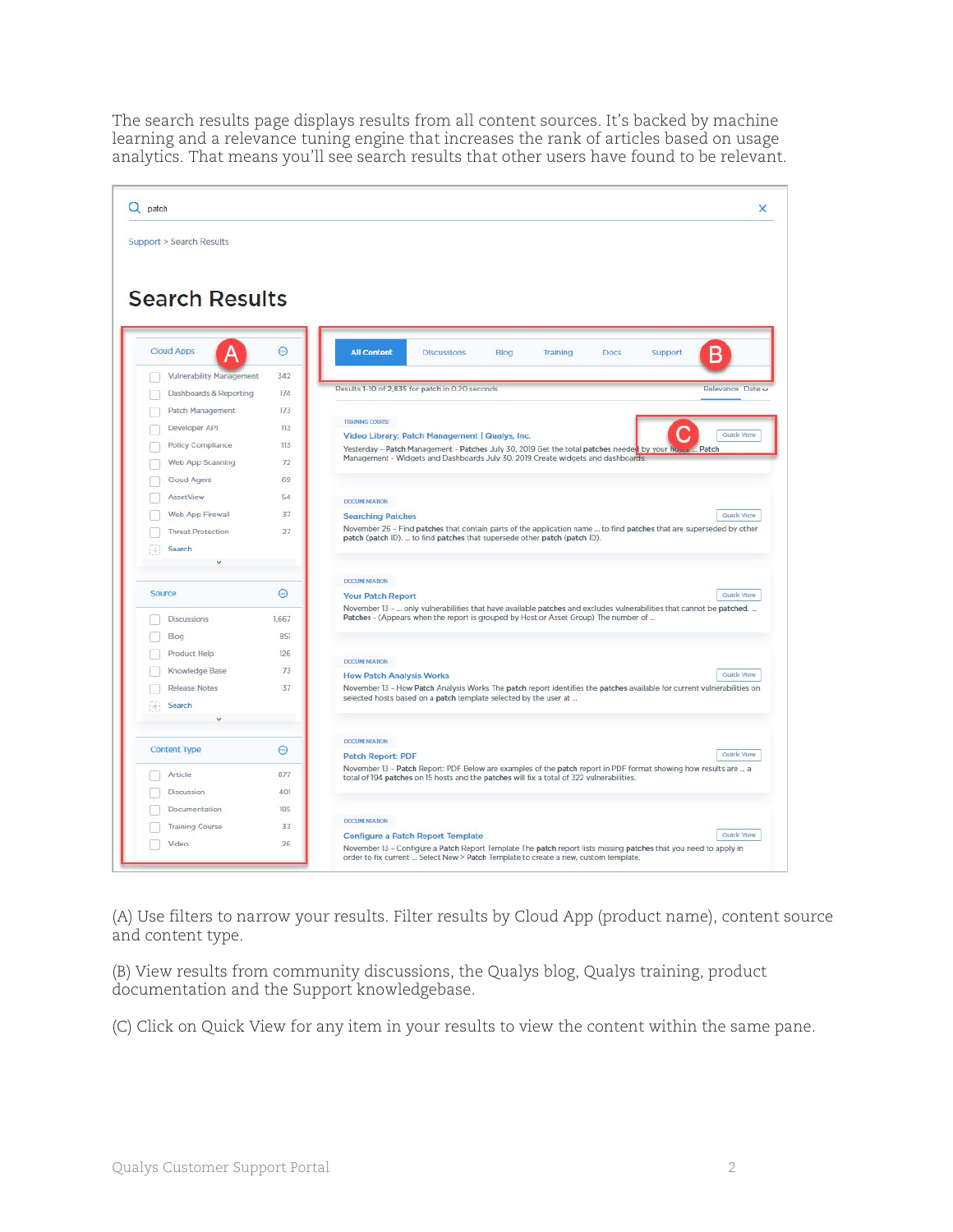The search results page displays results from all content sources. It's backed by machine learning and a relevance tuning engine that increases the rank of articles based on usage analytics. That means you'll see search results that other users have found to be relevant.

(A) Use filters to narrow your results. Filter results by Cloud App (product name), content source and content type.

(B) View results from community discussions, the Qualys blog, Qualys training, product documentation and the Support knowledgebase.

(C) Click on Quick View for any item in your results to view the content within the same pane.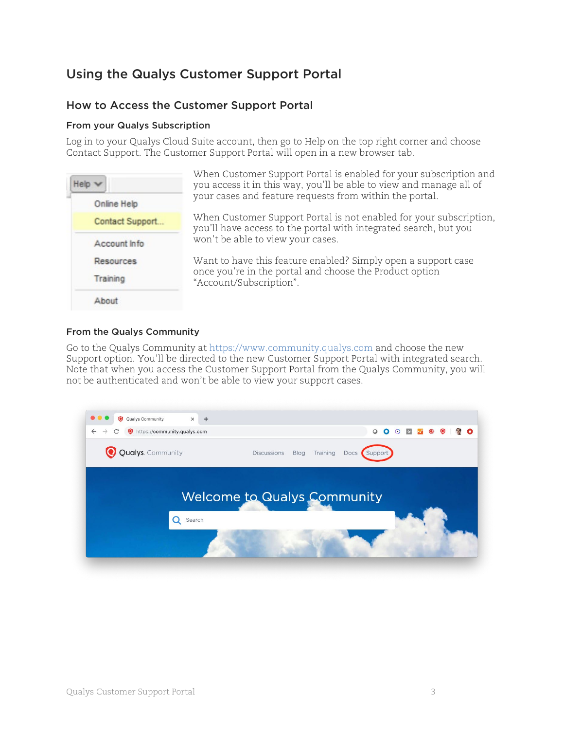# Using the Qualys Customer Support Portal

## How to Access the Customer Support Portal

### From your Qualys Subscription

Log in to your Qualys Cloud Suite account, then go to Help on the top right corner and choose Contact Support. The Customer Support Portal will open in a new browser tab.

When Customer Support Portal is enabled for your subscription and you access it in this way, you'll be able to view and manage all of your cases and feature requests from within the portal.

When Customer Support Portal is not enabled for your subscription, you'll have access to the portal with integrated search, but you won't be able to view your cases.

Want to have this feature enabled? Simply open a support case once you're in the portal and choose the Product option "Account/Subscription".

### From the Qualys Community

Go to the Qualys Community at https://www.community.qualys.com and choose the new Support option. You'll be directed to the new Customer Support Portal with integrated search. Note that when you access the Customer Support Portal from the Qualys Community, you will not be authenticated and won't be able to view your support cases.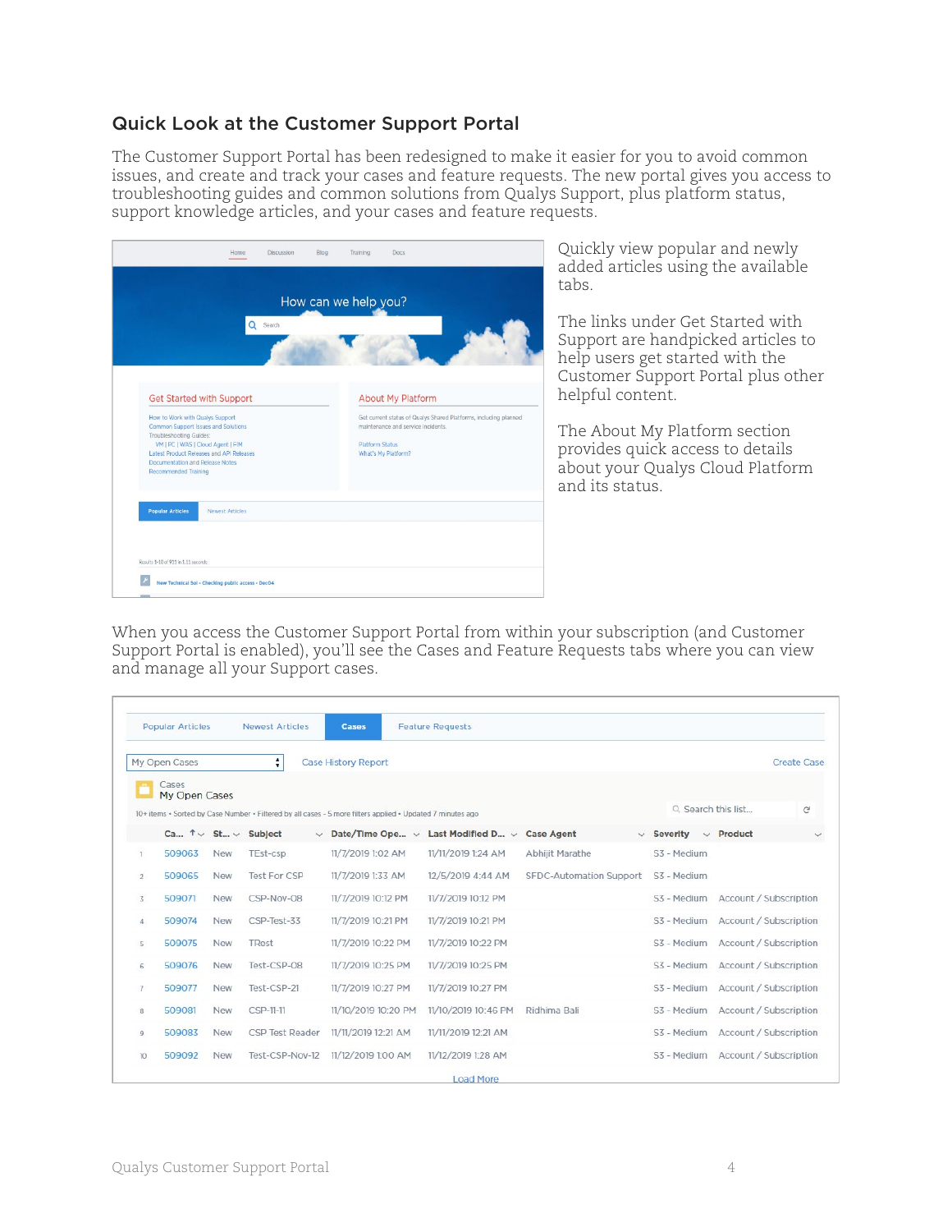## Quick Look at the Customer Support Portal

The Customer Support Portal has been redesigned to make it easier for you to avoid common issues, and create and track your cases and feature requests. The new portal gives you access to troubleshooting guides and common solutions from Qualys Support, plus platform status, support knowledge articles, and your cases and feature requests.

Quickly view popular and newly added articles using the available tabs.

The links under Get Started with Support are handpicked articles to help users get started with the Customer Support Portal plus other helpful content.

The About My Platform section provides quick access to details about your Qualys Cloud Platform and its status.

When you access the Customer Support Portal from within your subscription (and Customer Support Portal is enabled), you'll see the Cases and Feature Requests tabs where you can view and manage all your Support cases.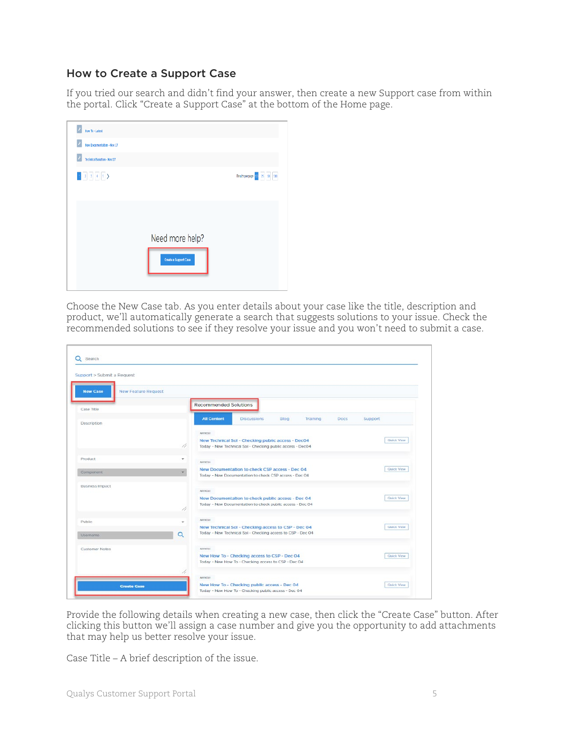## How to Create a Support Case

If you tried our search and didn't find your answer, then create a new Support case from within the portal. Click "Create a Support Case" at the bottom of the Home page.

Choose the New Case tab. As you enter details about your case like the title, description and product, we'll automatically generate a search that suggests solutions to your issue. Check the recommended solutions to see if they resolve your issue and you won't need to submit a case.

Provide the following details when creating a new case, then click the "Create Case" button. After clicking this button we'll assign a case number and give you the opportunity to add attachments that may help us better resolve your issue.

Case Title – A brief description of the issue.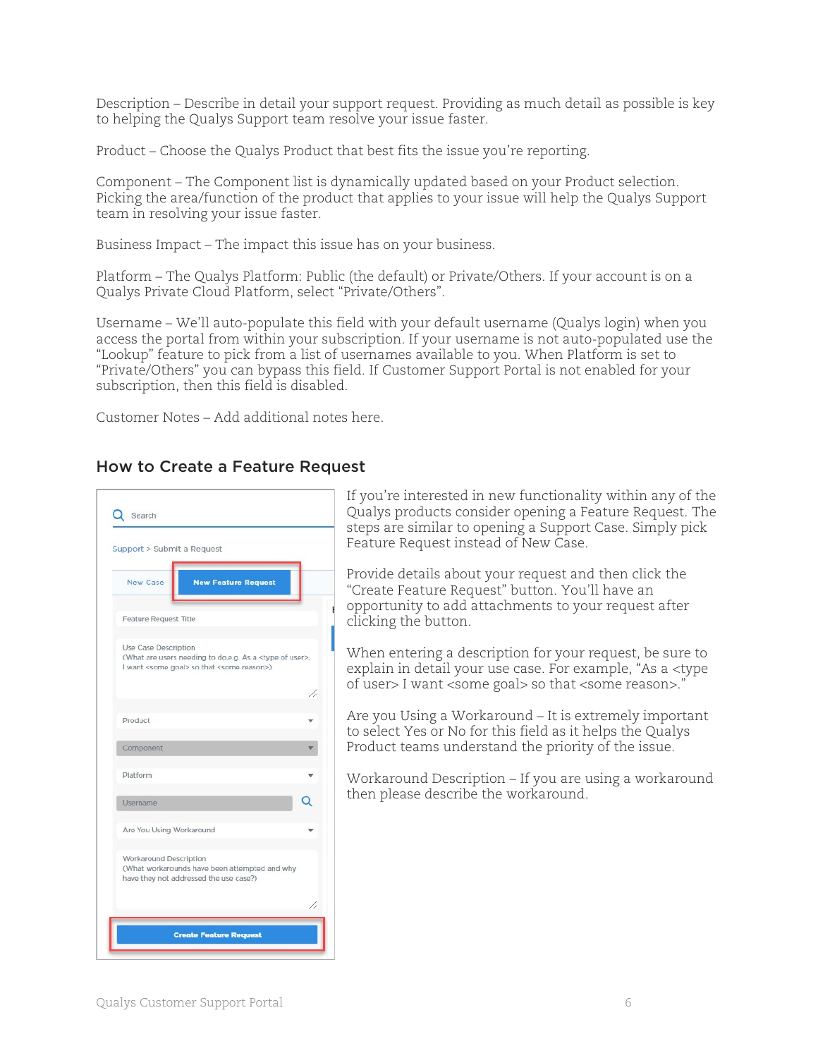Description – Describe in detail your support request. Providing as much detail as possible is key to helping the Qualys Support team resolve your issue faster.

Product – Choose the Qualys Product that best fits the issue you're reporting.

Component – The Component list is dynamically updated based on your Product selection. Picking the area/function of the product that applies to your issue will help the Qualys Support team in resolving your issue faster.

Business Impact – The impact this issue has on your business.

Platform – The Qualys Platform: Public (the default) or Private/Others. If your account is on a Qualys Private Cloud Platform, select "Private/Others".

Username – We'll auto-populate this field with your default username (Qualys login) when you access the portal from within your subscription. If your username is not auto-populated use the "Lookup" feature to pick from a list of usernames available to you. When Platform is set to "Private/Others" you can bypass this field. If Customer Support Portal is not enabled for your subscription, then this field is disabled.

Customer Notes – Add additional notes here.

## How to Create a Feature Request

If you're interested in new functionality within any of the Qualys products consider opening a Feature Request. The steps are similar to opening a Support Case. Simply pick Feature Request instead of New Case.

Provide details about your request and then click the "Create Feature Request" button. You'll have an opportunity to add attachments to your request after clicking the button.

When entering a description for your request, be sure to explain in detail your use case. For example, "As a <type of user> I want <some goal> so that <some reason>."

Are you Using a Workaround – It is extremely important to select Yes or No for this field as it helps the Qualys Product teams understand the priority of the issue.

Workaround Description – If you are using a workaround then please describe the workaround.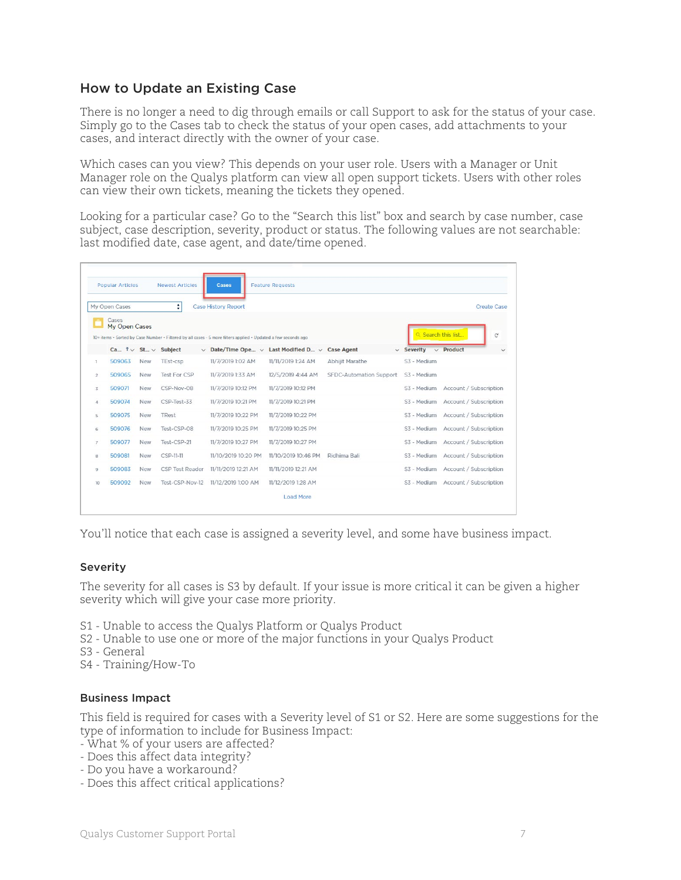## How to Update an Existing Case

There is no longer a need to dig through emails or call Support to ask for the status of your case. Simply go to the Cases tab to check the status of your open cases, add attachments to your cases, and interact directly with the owner of your case.

Which cases can you view? This depends on your user role. Users with a Manager or Unit Manager role on the Qualys platform can view all open support tickets. Users with other roles can view their own tickets, meaning the tickets they opened.

Looking for a particular case? Go to the “Search this list” box and search by case number, case subject, case description, severity, product or status. The following values are not searchable: last modified date, case agent, and date/time opened.

You’ll notice that each case is assigned a severity level, and some have business impact.

### Severity

The severity for all cases is S3 by default. If your issue is more critical it can be given a higher severity which will give your case more priority.

S1 - Unable to access the Qualys Platform or Qualys Product
S2 - Unable to use one or more of the major functions in your Qualys Product
S3 - General
S4 - Training/How-To

### Business Impact

This field is required for cases with a Severity level of S1 or S2. Here are some suggestions for the type of information to include for Business Impact:
- What % of your users are affected?
- Does this affect data integrity?
- Do you have a workaround?
- Does this affect critical applications?